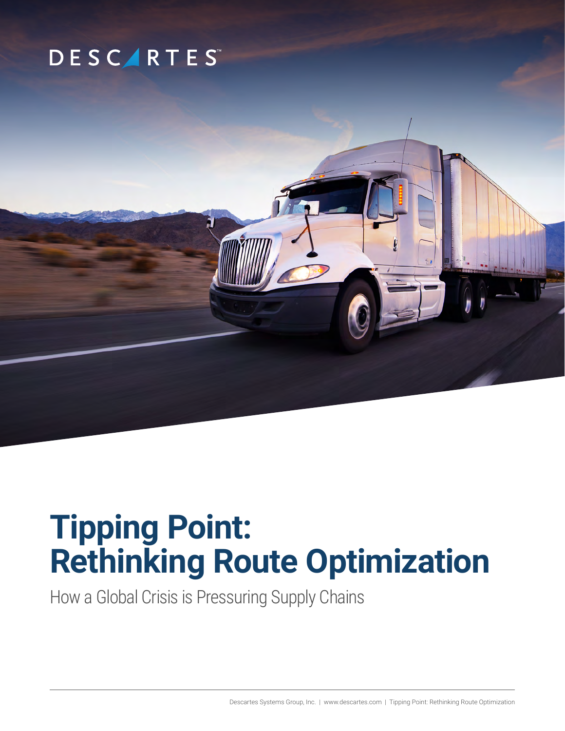DESCARTES

# Tipping Point: Rethinking Route Optimization

How a Global Crisis is Pressuring Supply Chains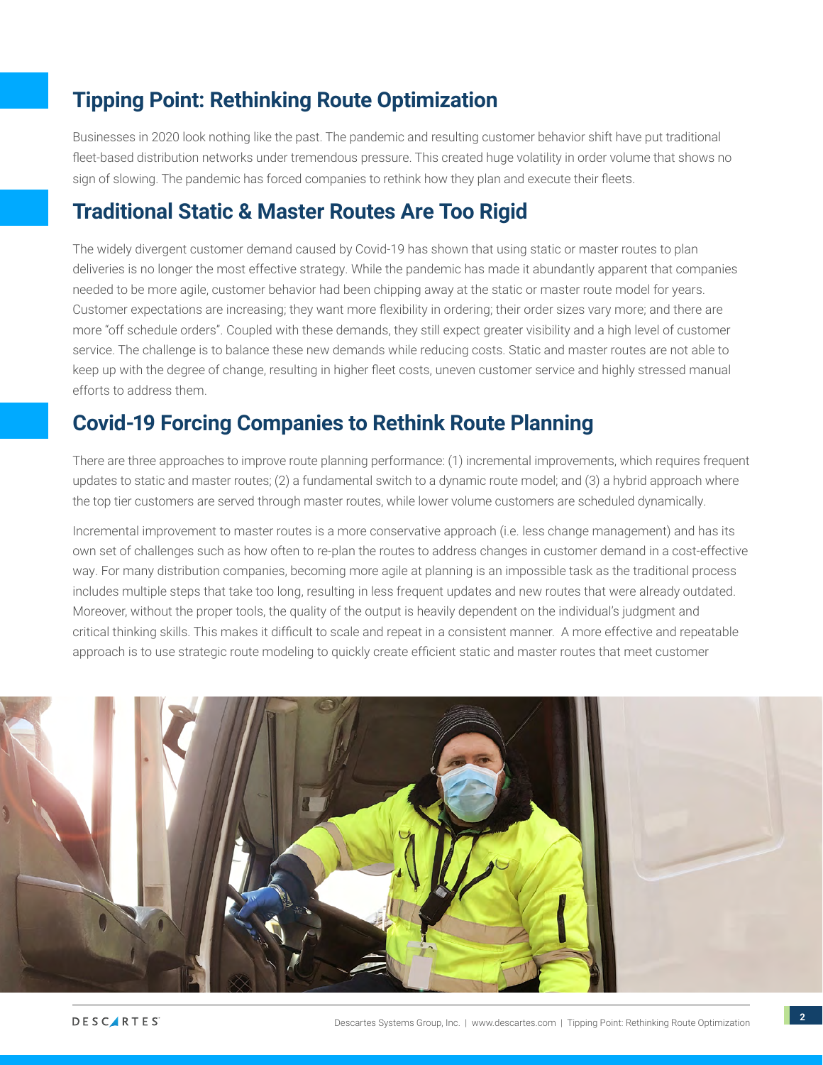## Tipping Point: Rethinking Route Optimization

Businesses in 2020 look nothing like the past. The pandemic and resulting customer behavior shift have put traditional fleet-based distribution networks under tremendous pressure. This created huge volatility in order volume that shows no sign of slowing. The pandemic has forced companies to rethink how they plan and execute their fleets.

## Traditional Static & Master Routes Are Too Rigid

The widely divergent customer demand caused by Covid-19 has shown that using static or master routes to plan deliveries is no longer the most effective strategy. While the pandemic has made it abundantly apparent that companies needed to be more agile, customer behavior had been chipping away at the static or master route model for years. Customer expectations are increasing; they want more flexibility in ordering; their order sizes vary more; and there are more "off schedule orders". Coupled with these demands, they still expect greater visibility and a high level of customer service. The challenge is to balance these new demands while reducing costs. Static and master routes are not able to keep up with the degree of change, resulting in higher fleet costs, uneven customer service and highly stressed manual efforts to address them.

## Covid-19 Forcing Companies to Rethink Route Planning

There are three approaches to improve route planning performance: (1) incremental improvements, which requires frequent updates to static and master routes; (2) a fundamental switch to a dynamic route model; and (3) a hybrid approach where the top tier customers are served through master routes, while lower volume customers are scheduled dynamically.

Incremental improvement to master routes is a more conservative approach (i.e. less change management) and has its own set of challenges such as how often to re-plan the routes to address changes in customer demand in a cost-effective way. For many distribution companies, becoming more agile at planning is an impossible task as the traditional process includes multiple steps that take too long, resulting in less frequent updates and new routes that were already outdated. Moreover, without the proper tools, the quality of the output is heavily dependent on the individual's judgment and critical thinking skills. This makes it difficult to scale and repeat in a consistent manner. A more effective and repeatable approach is to use strategic route modeling to quickly create efficient static and master routes that meet customer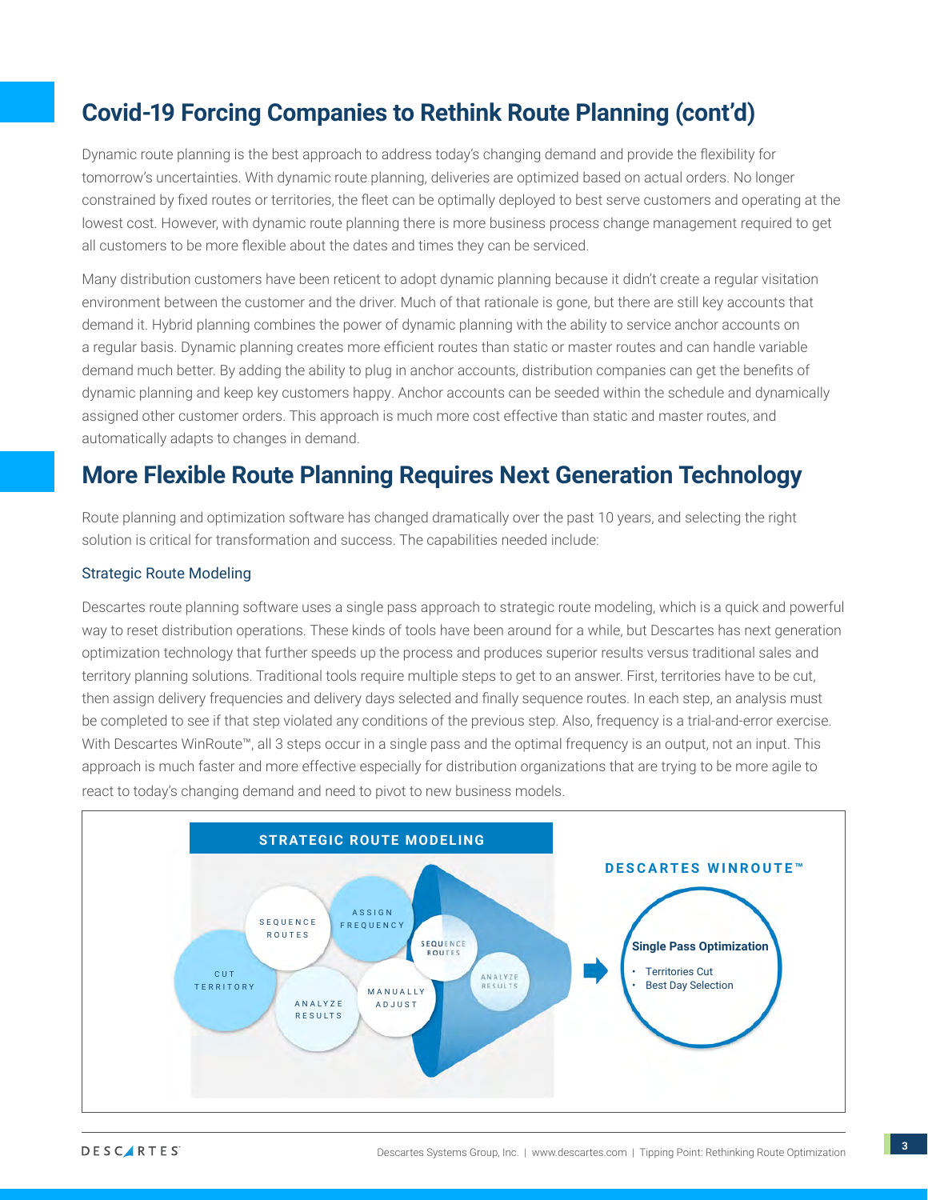## Covid-19 Forcing Companies to Rethink Route Planning (cont'd)

Dynamic route planning is the best approach to address today's changing demand and provide the flexibility for tomorrow's uncertainties. With dynamic route planning, deliveries are optimized based on actual orders. No longer constrained by fixed routes or territories, the fleet can be optimally deployed to best serve customers and operating at the lowest cost. However, with dynamic route planning there is more business process change management required to get all customers to be more flexible about the dates and times they can be serviced.

Many distribution customers have been reticent to adopt dynamic planning because it didn't create a regular visitation environment between the customer and the driver. Much of that rationale is gone, but there are still key accounts that demand it. Hybrid planning combines the power of dynamic planning with the ability to service anchor accounts on a regular basis. Dynamic planning creates more efficient routes than static or master routes and can handle variable demand much better. By adding the ability to plug in anchor accounts, distribution companies can get the benefits of dynamic planning and keep key customers happy. Anchor accounts can be seeded within the schedule and dynamically assigned other customer orders. This approach is much more cost effective than static and master routes, and automatically adapts to changes in demand.

## More Flexible Route Planning Requires Next Generation Technology

Route planning and optimization software has changed dramatically over the past 10 years, and selecting the right solution is critical for transformation and success. The capabilities needed include:

### Strategic Route Modeling

Descartes route planning software uses a single pass approach to strategic route modeling, which is a quick and powerful way to reset distribution operations. These kinds of tools have been around for a while, but Descartes has next generation optimization technology that further speeds up the process and produces superior results versus traditional sales and territory planning solutions. Traditional tools require multiple steps to get to an answer. First, territories have to be cut, then assign delivery frequencies and delivery days selected and finally sequence routes. In each step, an analysis must be completed to see if that step violated any conditions of the previous step. Also, frequency is a trial-and-error exercise. With Descartes WinRoute™, all 3 steps occur in a single pass and the optimal frequency is an output, not an input. This approach is much faster and more effective especially for distribution organizations that are trying to be more agile to react to today's changing demand and need to pivot to new business models.

**STRATEGIC ROUTE MODELING**

CUT TERRITORY · SEQUENCE ROUTES · ASSIGN FREQUENCY · ANALYZE RESULTS · MANUALLY ADJUST · SEQUENCE ROUTES · ANALYZE RESULTS

**DESCARTES WINROUTE™**

**Single Pass Optimization**

- Territories Cut
- Best Day Selection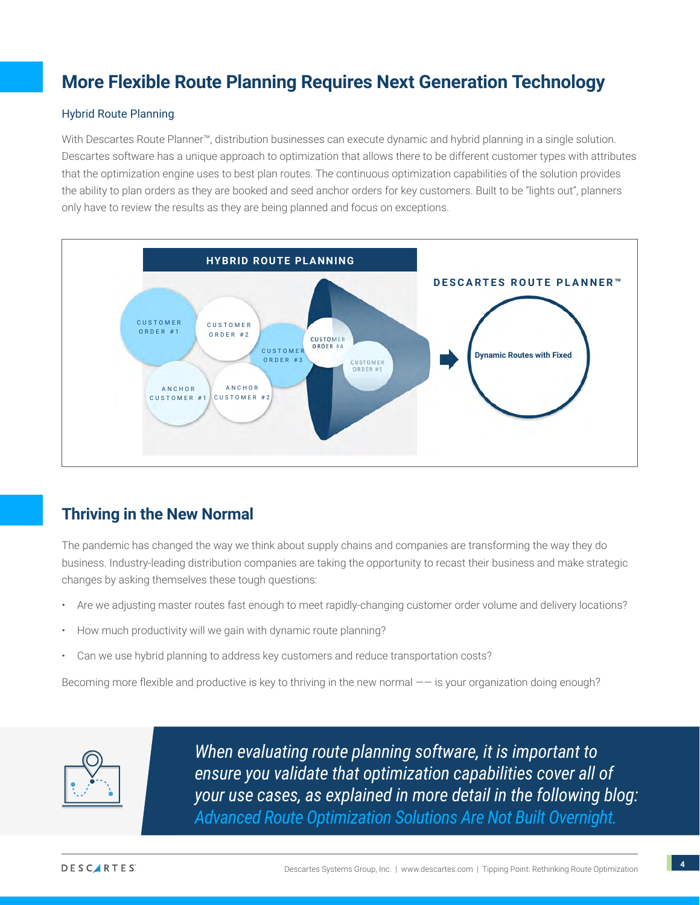## More Flexible Route Planning Requires Next Generation Technology

### Hybrid Route Planning

With Descartes Route Planner™, distribution businesses can execute dynamic and hybrid planning in a single solution. Descartes software has a unique approach to optimization that allows there to be different customer types with attributes that the optimization engine uses to best plan routes. The continuous optimization capabilities of the solution provides the ability to plan orders as they are booked and seed anchor orders for key customers. Built to be "lights out", planners only have to review the results as they are being planned and focus on exceptions.

HYBRID ROUTE PLANNING

CUSTOMER ORDER #1 | CUSTOMER ORDER #2 | CUSTOMER ORDER #3 | CUSTOMER ORDER #4 | CUSTOMER ORDER #5 | ANCHOR CUSTOMER #1 | ANCHOR CUSTOMER #2

DESCARTES ROUTE PLANNER™

Dynamic Routes with Fixed

## Thriving in the New Normal

The pandemic has changed the way we think about supply chains and companies are transforming the way they do business. Industry-leading distribution companies are taking the opportunity to recast their business and make strategic changes by asking themselves these tough questions:

- Are we adjusting master routes fast enough to meet rapidly-changing customer order volume and delivery locations?
- How much productivity will we gain with dynamic route planning?
- Can we use hybrid planning to address key customers and reduce transportation costs?

Becoming more flexible and productive is key to thriving in the new normal —— is your organization doing enough?

*When evaluating route planning software, it is important to ensure you validate that optimization capabilities cover all of your use cases, as explained in more detail in the following blog: Advanced Route Optimization Solutions Are Not Built Overnight.*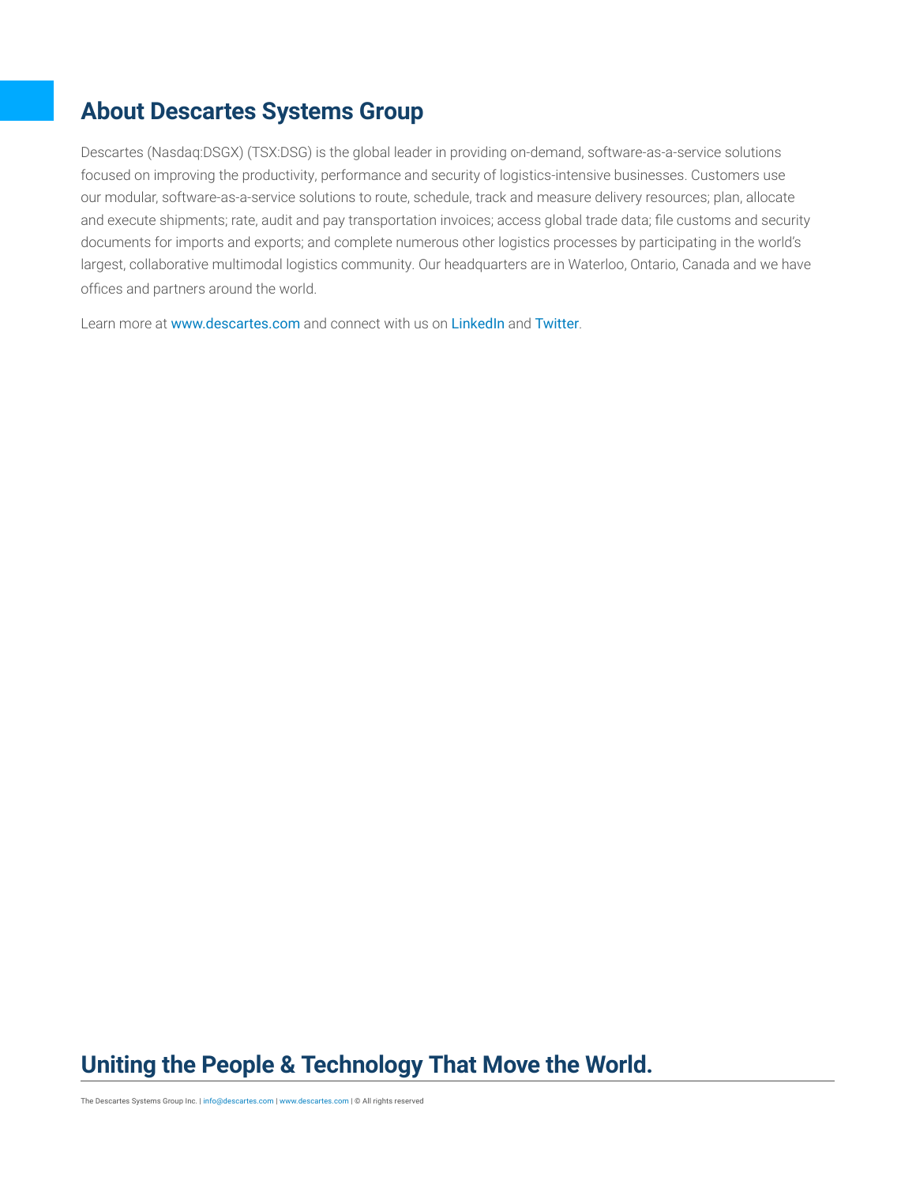## About Descartes Systems Group

Descartes (Nasdaq:DSGX) (TSX:DSG) is the global leader in providing on-demand, software-as-a-service solutions focused on improving the productivity, performance and security of logistics-intensive businesses. Customers use our modular, software-as-a-service solutions to route, schedule, track and measure delivery resources; plan, allocate and execute shipments; rate, audit and pay transportation invoices; access global trade data; file customs and security documents for imports and exports; and complete numerous other logistics processes by participating in the world's largest, collaborative multimodal logistics community. Our headquarters are in Waterloo, Ontario, Canada and we have offices and partners around the world.

Learn more at www.descartes.com and connect with us on LinkedIn and Twitter.

## Uniting the People & Technology That Move the World.

The Descartes Systems Group Inc. | info@descartes.com | www.descartes.com | © All rights reserved